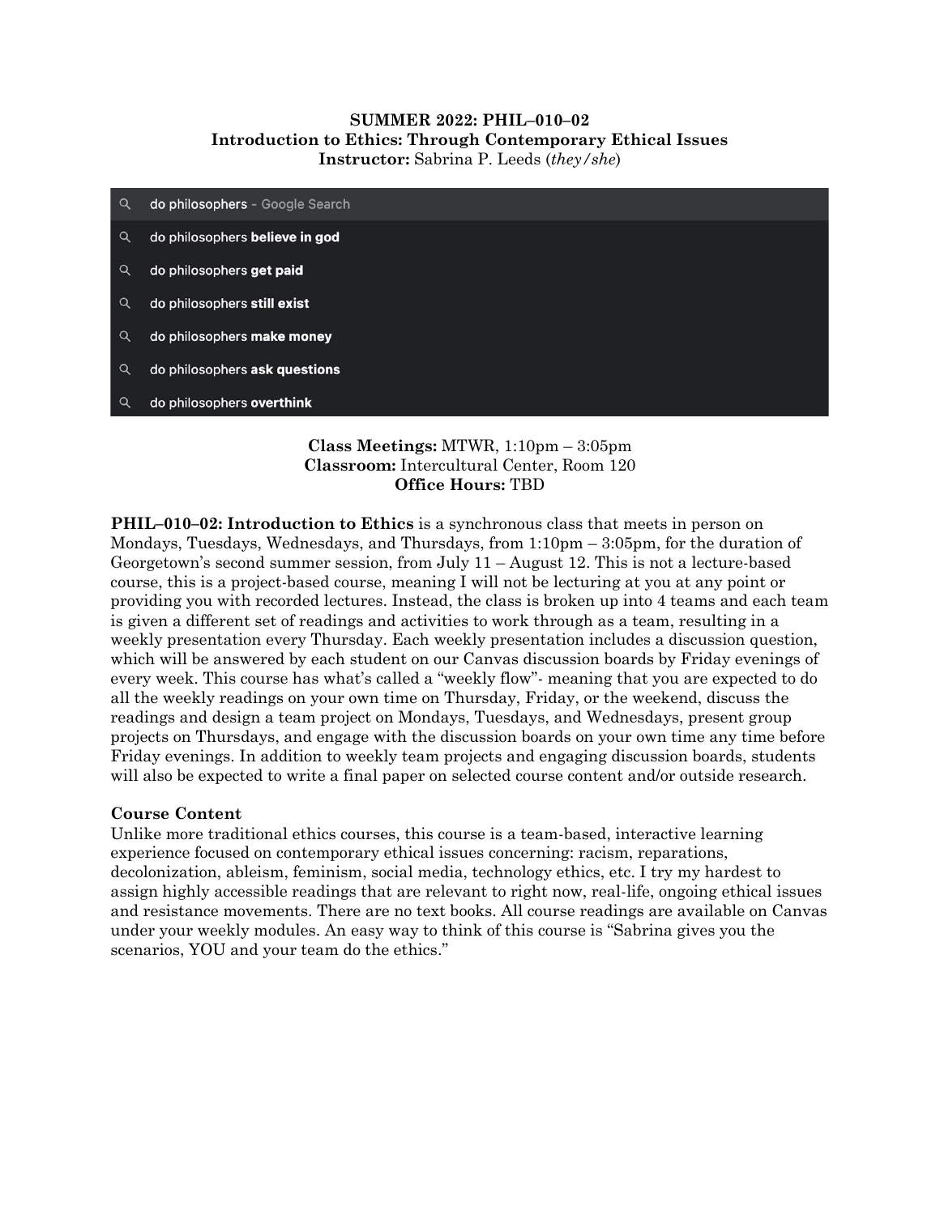**SUMMER 2022: PHIL–010–02**
**Introduction to Ethics: Through Contemporary Ethical Issues**
**Instructor:** Sabrina P. Leeds (*they/she*)

- do philosophers - Google Search
- do philosophers **believe in god**
- do philosophers **get paid**
- do philosophers **still exist**
- do philosophers **make money**
- do philosophers **ask questions**
- do philosophers **overthink**

**Class Meetings:** MTWR, 1:10pm – 3:05pm
**Classroom:** Intercultural Center, Room 120
**Office Hours:** TBD

**PHIL–010–02: Introduction to Ethics** is a synchronous class that meets in person on Mondays, Tuesdays, Wednesdays, and Thursdays, from 1:10pm – 3:05pm, for the duration of Georgetown's second summer session, from July 11 – August 12. This is not a lecture-based course, this is a project-based course, meaning I will not be lecturing at you at any point or providing you with recorded lectures. Instead, the class is broken up into 4 teams and each team is given a different set of readings and activities to work through as a team, resulting in a weekly presentation every Thursday. Each weekly presentation includes a discussion question, which will be answered by each student on our Canvas discussion boards by Friday evenings of every week. This course has what's called a "weekly flow"- meaning that you are expected to do all the weekly readings on your own time on Thursday, Friday, or the weekend, discuss the readings and design a team project on Mondays, Tuesdays, and Wednesdays, present group projects on Thursdays, and engage with the discussion boards on your own time any time before Friday evenings. In addition to weekly team projects and engaging discussion boards, students will also be expected to write a final paper on selected course content and/or outside research.

### Course Content

Unlike more traditional ethics courses, this course is a team-based, interactive learning experience focused on contemporary ethical issues concerning: racism, reparations, decolonization, ableism, feminism, social media, technology ethics, etc. I try my hardest to assign highly accessible readings that are relevant to right now, real-life, ongoing ethical issues and resistance movements. There are no text books. All course readings are available on Canvas under your weekly modules. An easy way to think of this course is "Sabrina gives you the scenarios, YOU and your team do the ethics."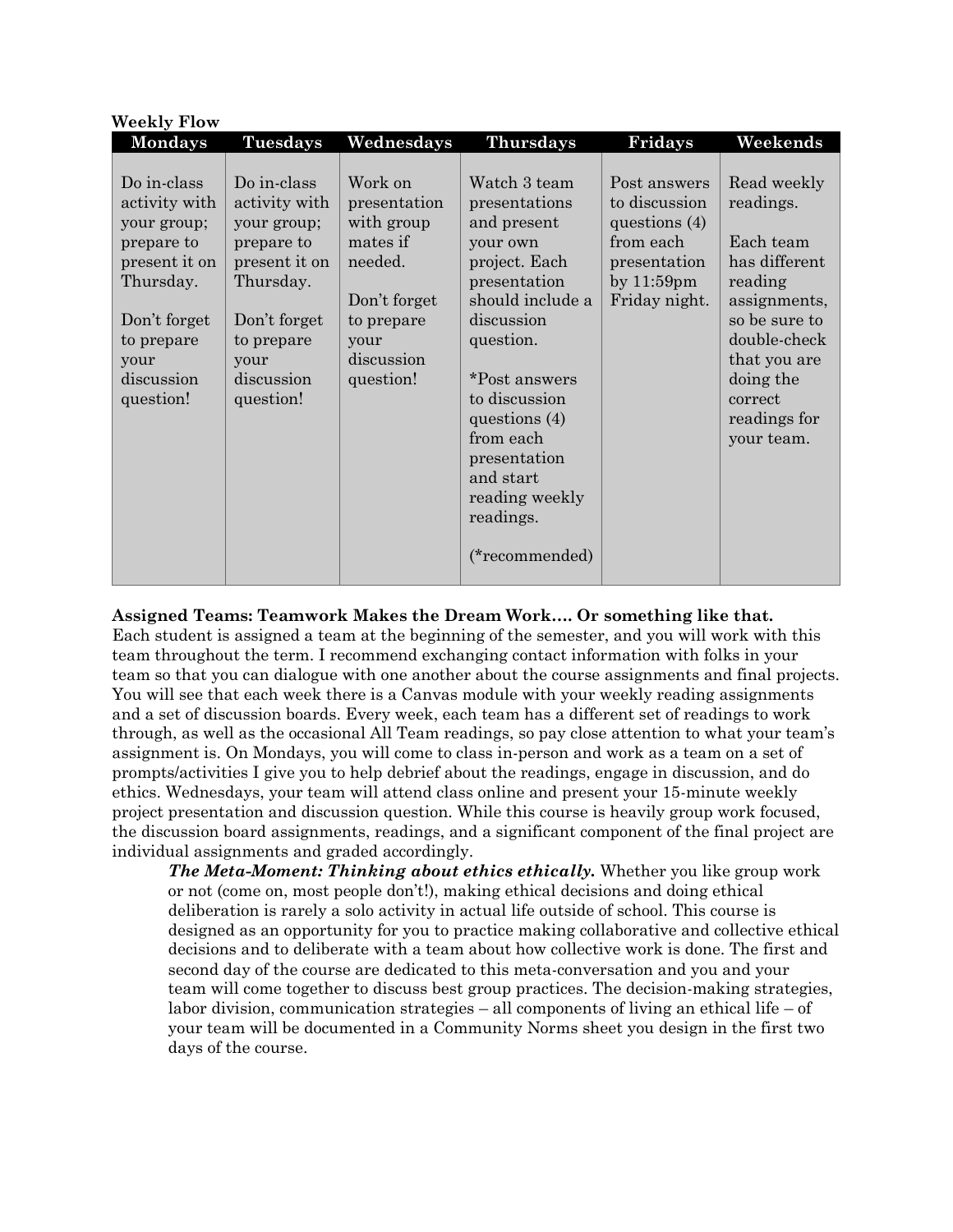**Weekly Flow**

| Mondays | Tuesdays | Wednesdays | Thursdays | Fridays | Weekends |
|---|---|---|---|---|---|
| Do in-class activity with your group; prepare to present it on Thursday.<br><br>Don't forget to prepare your discussion question! | Do in-class activity with your group; prepare to present it on Thursday.<br><br>Don't forget to prepare your discussion question! | Work on presentation with group mates if needed.<br><br>Don't forget to prepare your discussion question! | Watch 3 team presentations and present your own project. Each presentation should include a discussion question.<br><br>*Post answers to discussion questions (4) from each presentation and start reading weekly readings.<br><br>(*recommended) | Post answers to discussion questions (4) from each presentation by 11:59pm Friday night. | Read weekly readings.<br><br>Each team has different reading assignments, so be sure to double-check that you are doing the correct readings for your team. |

**Assigned Teams: Teamwork Makes the Dream Work…. Or something like that.**

Each student is assigned a team at the beginning of the semester, and you will work with this team throughout the term. I recommend exchanging contact information with folks in your team so that you can dialogue with one another about the course assignments and final projects. You will see that each week there is a Canvas module with your weekly reading assignments and a set of discussion boards. Every week, each team has a different set of readings to work through, as well as the occasional All Team readings, so pay close attention to what your team's assignment is. On Mondays, you will come to class in-person and work as a team on a set of prompts/activities I give you to help debrief about the readings, engage in discussion, and do ethics. Wednesdays, your team will attend class online and present your 15-minute weekly project presentation and discussion question. While this course is heavily group work focused, the discussion board assignments, readings, and a significant component of the final project are individual assignments and graded accordingly.

> ***The Meta-Moment: Thinking about ethics ethically.*** Whether you like group work or not (come on, most people don't!), making ethical decisions and doing ethical deliberation is rarely a solo activity in actual life outside of school. This course is designed as an opportunity for you to practice making collaborative and collective ethical decisions and to deliberate with a team about how collective work is done. The first and second day of the course are dedicated to this meta-conversation and you and your team will come together to discuss best group practices. The decision-making strategies, labor division, communication strategies – all components of living an ethical life – of your team will be documented in a Community Norms sheet you design in the first two days of the course.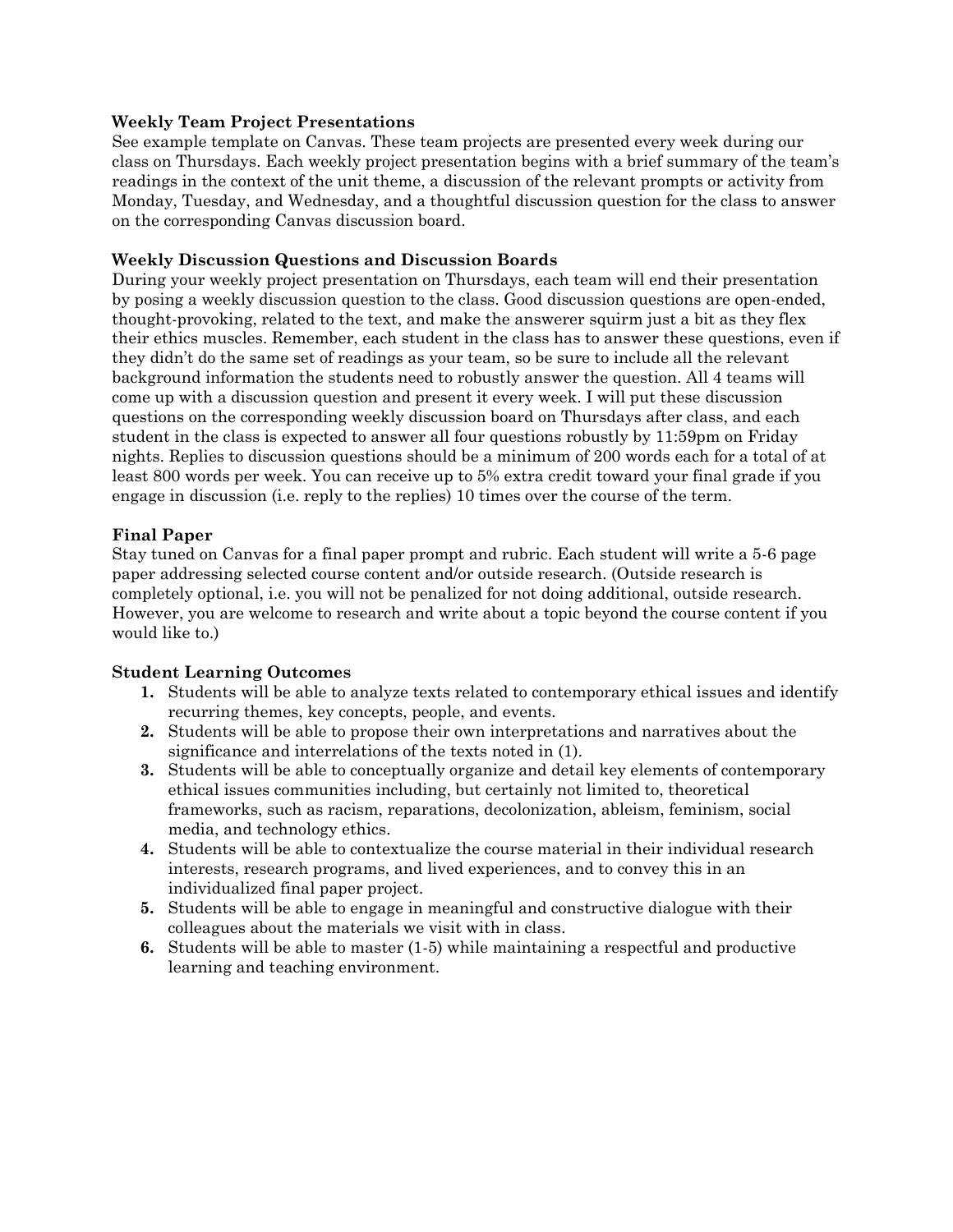**Weekly Team Project Presentations**

See example template on Canvas. These team projects are presented every week during our class on Thursdays. Each weekly project presentation begins with a brief summary of the team's readings in the context of the unit theme, a discussion of the relevant prompts or activity from Monday, Tuesday, and Wednesday, and a thoughtful discussion question for the class to answer on the corresponding Canvas discussion board.

**Weekly Discussion Questions and Discussion Boards**

During your weekly project presentation on Thursdays, each team will end their presentation by posing a weekly discussion question to the class. Good discussion questions are open-ended, thought-provoking, related to the text, and make the answerer squirm just a bit as they flex their ethics muscles. Remember, each student in the class has to answer these questions, even if they didn't do the same set of readings as your team, so be sure to include all the relevant background information the students need to robustly answer the question. All 4 teams will come up with a discussion question and present it every week. I will put these discussion questions on the corresponding weekly discussion board on Thursdays after class, and each student in the class is expected to answer all four questions robustly by 11:59pm on Friday nights. Replies to discussion questions should be a minimum of 200 words each for a total of at least 800 words per week. You can receive up to 5% extra credit toward your final grade if you engage in discussion (i.e. reply to the replies) 10 times over the course of the term.

**Final Paper**

Stay tuned on Canvas for a final paper prompt and rubric. Each student will write a 5-6 page paper addressing selected course content and/or outside research. (Outside research is completely optional, i.e. you will not be penalized for not doing additional, outside research. However, you are welcome to research and write about a topic beyond the course content if you would like to.)

**Student Learning Outcomes**

1. Students will be able to analyze texts related to contemporary ethical issues and identify recurring themes, key concepts, people, and events.
2. Students will be able to propose their own interpretations and narratives about the significance and interrelations of the texts noted in (1).
3. Students will be able to conceptually organize and detail key elements of contemporary ethical issues communities including, but certainly not limited to, theoretical frameworks, such as racism, reparations, decolonization, ableism, feminism, social media, and technology ethics.
4. Students will be able to contextualize the course material in their individual research interests, research programs, and lived experiences, and to convey this in an individualized final paper project.
5. Students will be able to engage in meaningful and constructive dialogue with their colleagues about the materials we visit with in class.
6. Students will be able to master (1-5) while maintaining a respectful and productive learning and teaching environment.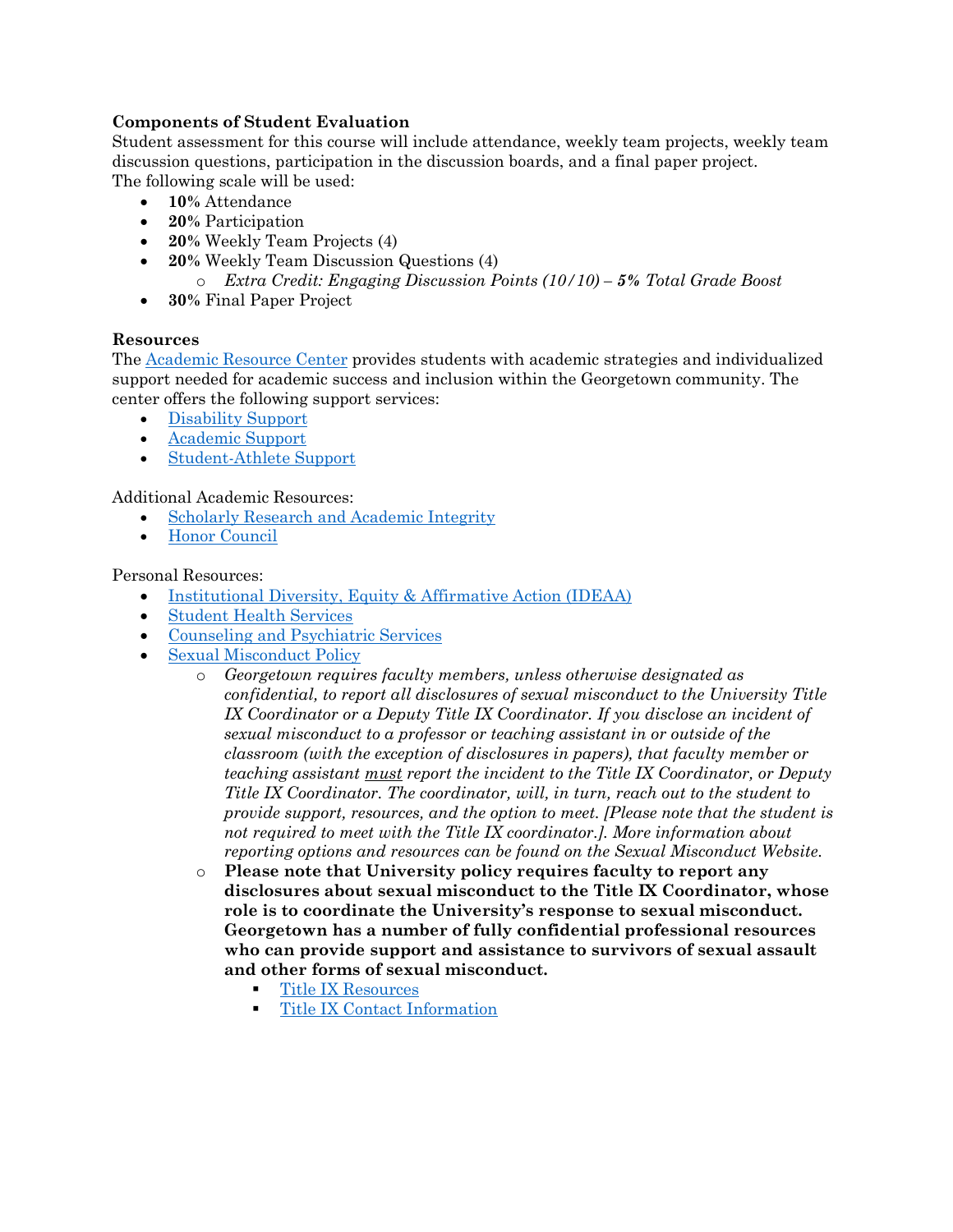**Components of Student Evaluation**

Student assessment for this course will include attendance, weekly team projects, weekly team discussion questions, participation in the discussion boards, and a final paper project.

The following scale will be used:

- **10%** Attendance
- **20%** Participation
- **20%** Weekly Team Projects (4)
- **20%** Weekly Team Discussion Questions (4)
  - *Extra Credit: Engaging Discussion Points (10/10) –* ***5%*** *Total Grade Boost*
- **30%** Final Paper Project

**Resources**

The Academic Resource Center provides students with academic strategies and individualized support needed for academic success and inclusion within the Georgetown community. The center offers the following support services:

- Disability Support
- Academic Support
- Student-Athlete Support

Additional Academic Resources:

- Scholarly Research and Academic Integrity
- Honor Council

Personal Resources:

- Institutional Diversity, Equity & Affirmative Action (IDEAA)
- Student Health Services
- Counseling and Psychiatric Services
- Sexual Misconduct Policy
  - *Georgetown requires faculty members, unless otherwise designated as confidential, to report all disclosures of sexual misconduct to the University Title IX Coordinator or a Deputy Title IX Coordinator. If you disclose an incident of sexual misconduct to a professor or teaching assistant in or outside of the classroom (with the exception of disclosures in papers), that faculty member or teaching assistant <u>must</u> report the incident to the Title IX Coordinator, or Deputy Title IX Coordinator. The coordinator, will, in turn, reach out to the student to provide support, resources, and the option to meet. [Please note that the student is not required to meet with the Title IX coordinator.]. More information about reporting options and resources can be found on the Sexual Misconduct Website.*
  - **Please note that University policy requires faculty to report any disclosures about sexual misconduct to the Title IX Coordinator, whose role is to coordinate the University's response to sexual misconduct. Georgetown has a number of fully confidential professional resources who can provide support and assistance to survivors of sexual assault and other forms of sexual misconduct.**
    - Title IX Resources
    - Title IX Contact Information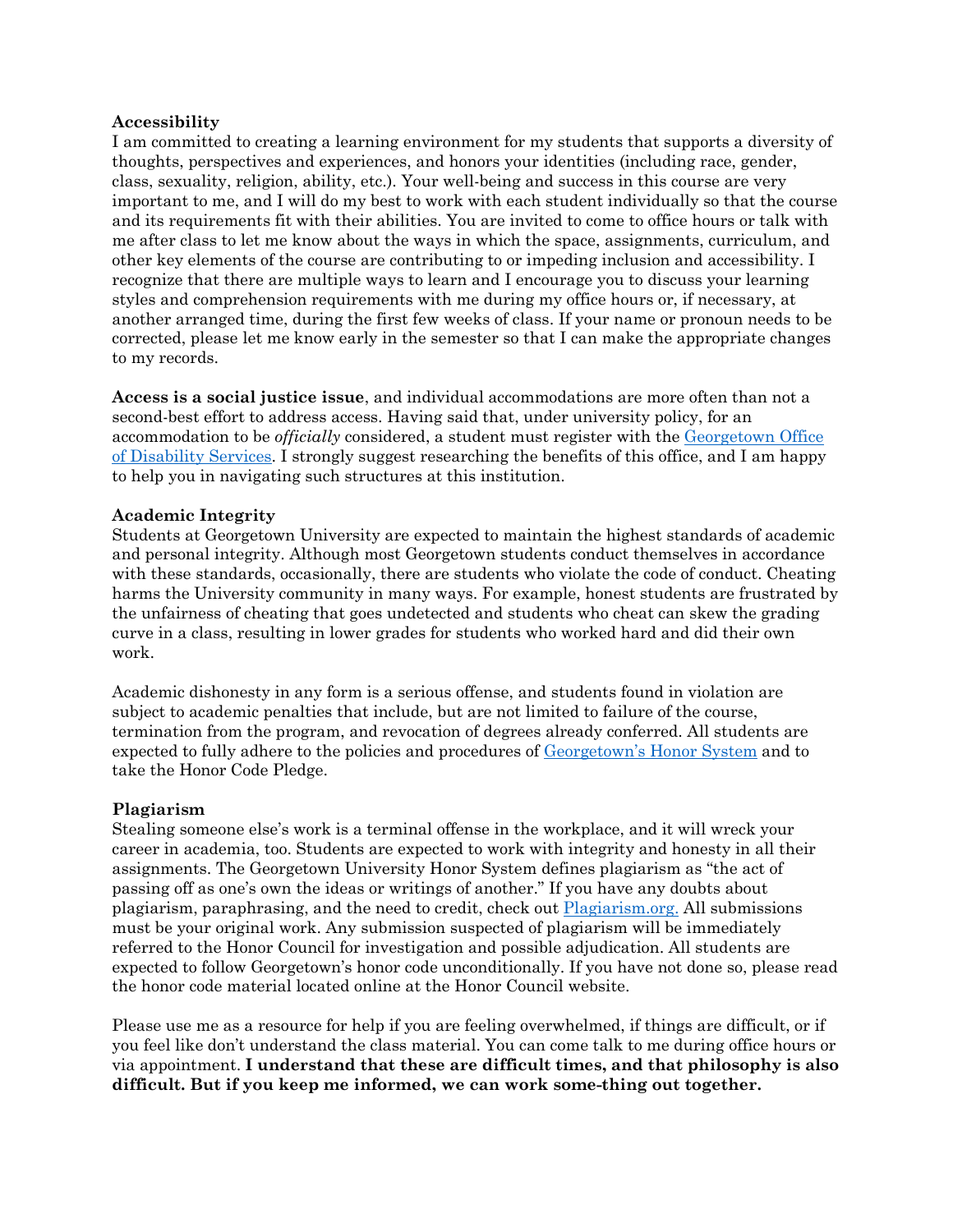**Accessibility**

I am committed to creating a learning environment for my students that supports a diversity of thoughts, perspectives and experiences, and honors your identities (including race, gender, class, sexuality, religion, ability, etc.). Your well-being and success in this course are very important to me, and I will do my best to work with each student individually so that the course and its requirements fit with their abilities. You are invited to come to office hours or talk with me after class to let me know about the ways in which the space, assignments, curriculum, and other key elements of the course are contributing to or impeding inclusion and accessibility. I recognize that there are multiple ways to learn and I encourage you to discuss your learning styles and comprehension requirements with me during my office hours or, if necessary, at another arranged time, during the first few weeks of class. If your name or pronoun needs to be corrected, please let me know early in the semester so that I can make the appropriate changes to my records.

**Access is a social justice issue**, and individual accommodations are more often than not a second-best effort to address access. Having said that, under university policy, for an accommodation to be *officially* considered, a student must register with the Georgetown Office of Disability Services. I strongly suggest researching the benefits of this office, and I am happy to help you in navigating such structures at this institution.

**Academic Integrity**

Students at Georgetown University are expected to maintain the highest standards of academic and personal integrity. Although most Georgetown students conduct themselves in accordance with these standards, occasionally, there are students who violate the code of conduct. Cheating harms the University community in many ways. For example, honest students are frustrated by the unfairness of cheating that goes undetected and students who cheat can skew the grading curve in a class, resulting in lower grades for students who worked hard and did their own work.

Academic dishonesty in any form is a serious offense, and students found in violation are subject to academic penalties that include, but are not limited to failure of the course, termination from the program, and revocation of degrees already conferred. All students are expected to fully adhere to the policies and procedures of Georgetown's Honor System and to take the Honor Code Pledge.

**Plagiarism**

Stealing someone else's work is a terminal offense in the workplace, and it will wreck your career in academia, too. Students are expected to work with integrity and honesty in all their assignments. The Georgetown University Honor System defines plagiarism as "the act of passing off as one's own the ideas or writings of another." If you have any doubts about plagiarism, paraphrasing, and the need to credit, check out Plagiarism.org. All submissions must be your original work. Any submission suspected of plagiarism will be immediately referred to the Honor Council for investigation and possible adjudication. All students are expected to follow Georgetown's honor code unconditionally. If you have not done so, please read the honor code material located online at the Honor Council website.

Please use me as a resource for help if you are feeling overwhelmed, if things are difficult, or if you feel like don't understand the class material. You can come talk to me during office hours or via appointment. **I understand that these are difficult times, and that philosophy is also difficult. But if you keep me informed, we can work some-thing out together.**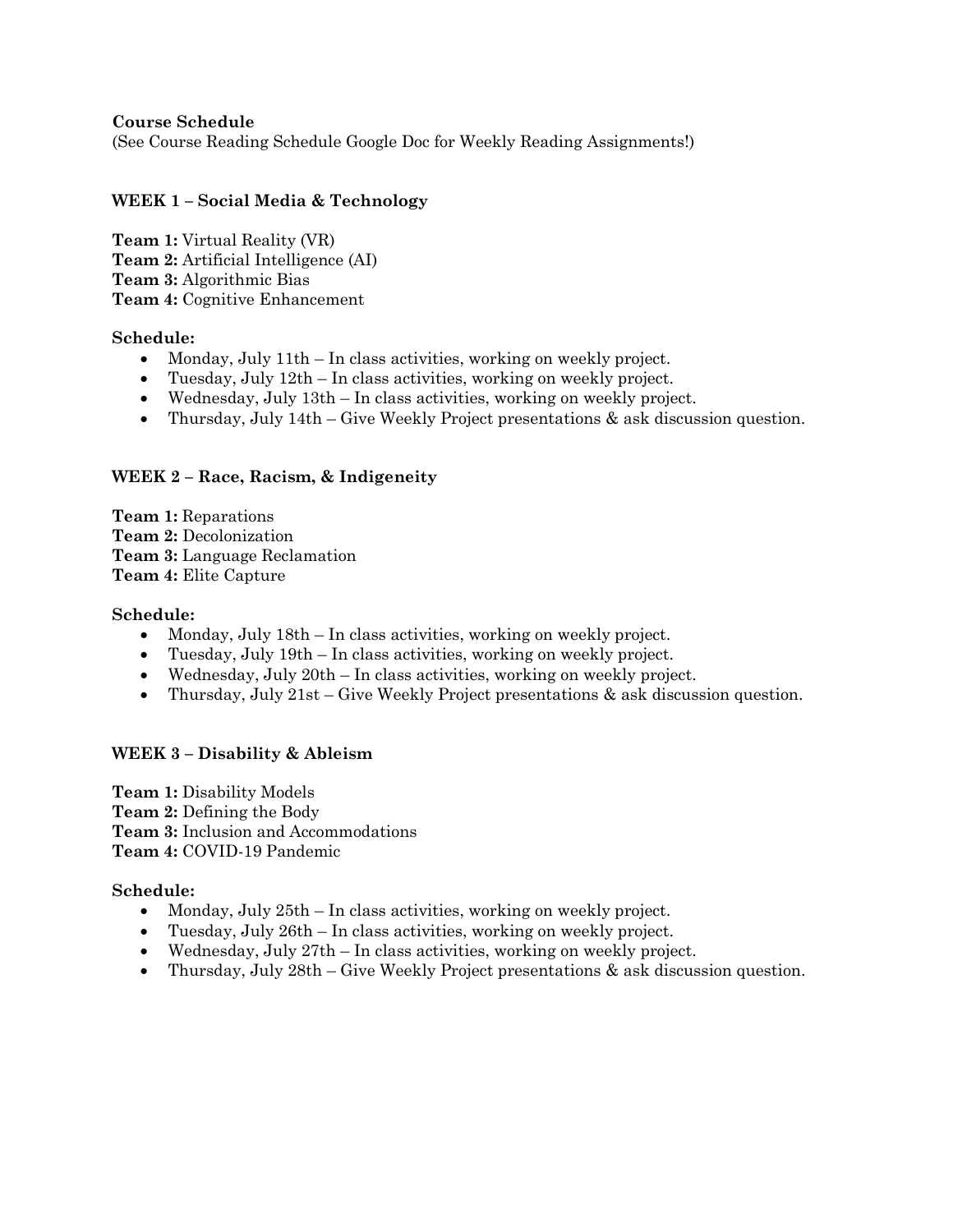**Course Schedule**

(See Course Reading Schedule Google Doc for Weekly Reading Assignments!)

**WEEK 1 – Social Media & Technology**

**Team 1:** Virtual Reality (VR)
**Team 2:** Artificial Intelligence (AI)
**Team 3:** Algorithmic Bias
**Team 4:** Cognitive Enhancement

**Schedule:**

- Monday, July 11th – In class activities, working on weekly project.
- Tuesday, July 12th – In class activities, working on weekly project.
- Wednesday, July 13th – In class activities, working on weekly project.
- Thursday, July 14th – Give Weekly Project presentations & ask discussion question.

**WEEK 2 – Race, Racism, & Indigeneity**

**Team 1:** Reparations
**Team 2:** Decolonization
**Team 3:** Language Reclamation
**Team 4:** Elite Capture

**Schedule:**

- Monday, July 18th – In class activities, working on weekly project.
- Tuesday, July 19th – In class activities, working on weekly project.
- Wednesday, July 20th – In class activities, working on weekly project.
- Thursday, July 21st – Give Weekly Project presentations & ask discussion question.

**WEEK 3 – Disability & Ableism**

**Team 1:** Disability Models
**Team 2:** Defining the Body
**Team 3:** Inclusion and Accommodations
**Team 4:** COVID-19 Pandemic

**Schedule:**

- Monday, July 25th – In class activities, working on weekly project.
- Tuesday, July 26th – In class activities, working on weekly project.
- Wednesday, July 27th – In class activities, working on weekly project.
- Thursday, July 28th – Give Weekly Project presentations & ask discussion question.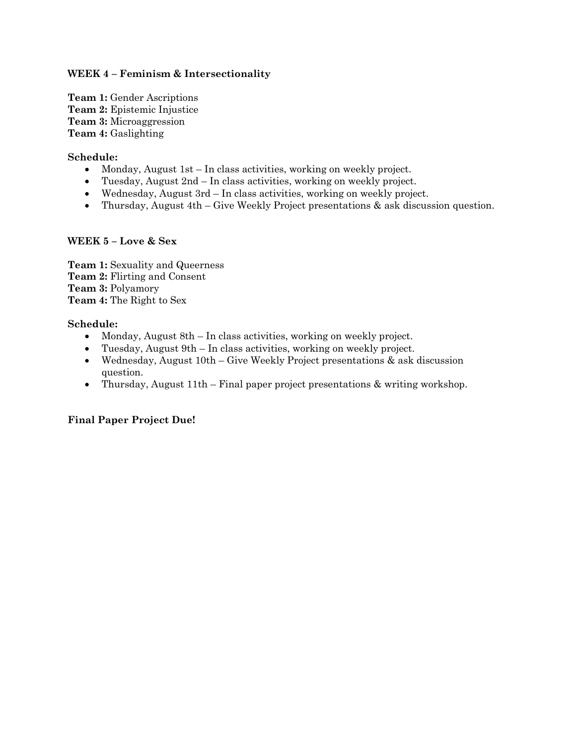**WEEK 4 – Feminism & Intersectionality**

**Team 1:** Gender Ascriptions
**Team 2:** Epistemic Injustice
**Team 3:** Microaggression
**Team 4:** Gaslighting

**Schedule:**

- Monday, August 1st – In class activities, working on weekly project.
- Tuesday, August 2nd – In class activities, working on weekly project.
- Wednesday, August 3rd – In class activities, working on weekly project.
- Thursday, August 4th – Give Weekly Project presentations & ask discussion question.

**WEEK 5 – Love & Sex**

**Team 1:** Sexuality and Queerness
**Team 2:** Flirting and Consent
**Team 3:** Polyamory
**Team 4:** The Right to Sex

**Schedule:**

- Monday, August 8th – In class activities, working on weekly project.
- Tuesday, August 9th – In class activities, working on weekly project.
- Wednesday, August 10th – Give Weekly Project presentations & ask discussion question.
- Thursday, August 11th – Final paper project presentations & writing workshop.

**Final Paper Project Due!**